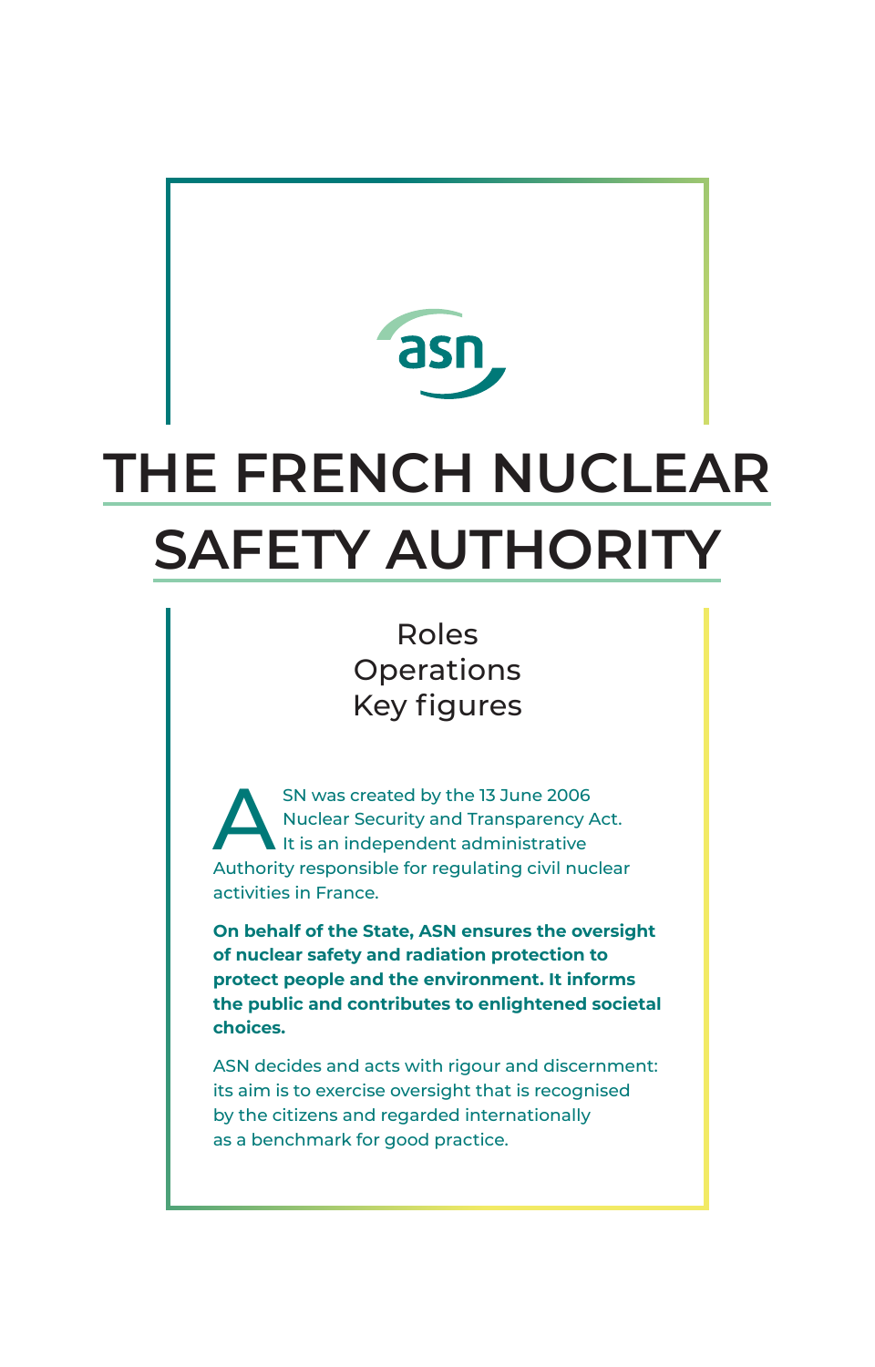asn

# THE FRENCH NUCLEAR SAFETY AUTHORITY

Roles
Operations
Key figures

ASN was created by the 13 June 2006 Nuclear Security and Transparency Act. It is an independent administrative Authority responsible for regulating civil nuclear activities in France.

**On behalf of the State, ASN ensures the oversight of nuclear safety and radiation protection to protect people and the environment. It informs the public and contributes to enlightened societal choices.**

ASN decides and acts with rigour and discernment: its aim is to exercise oversight that is recognised by the citizens and regarded internationally as a benchmark for good practice.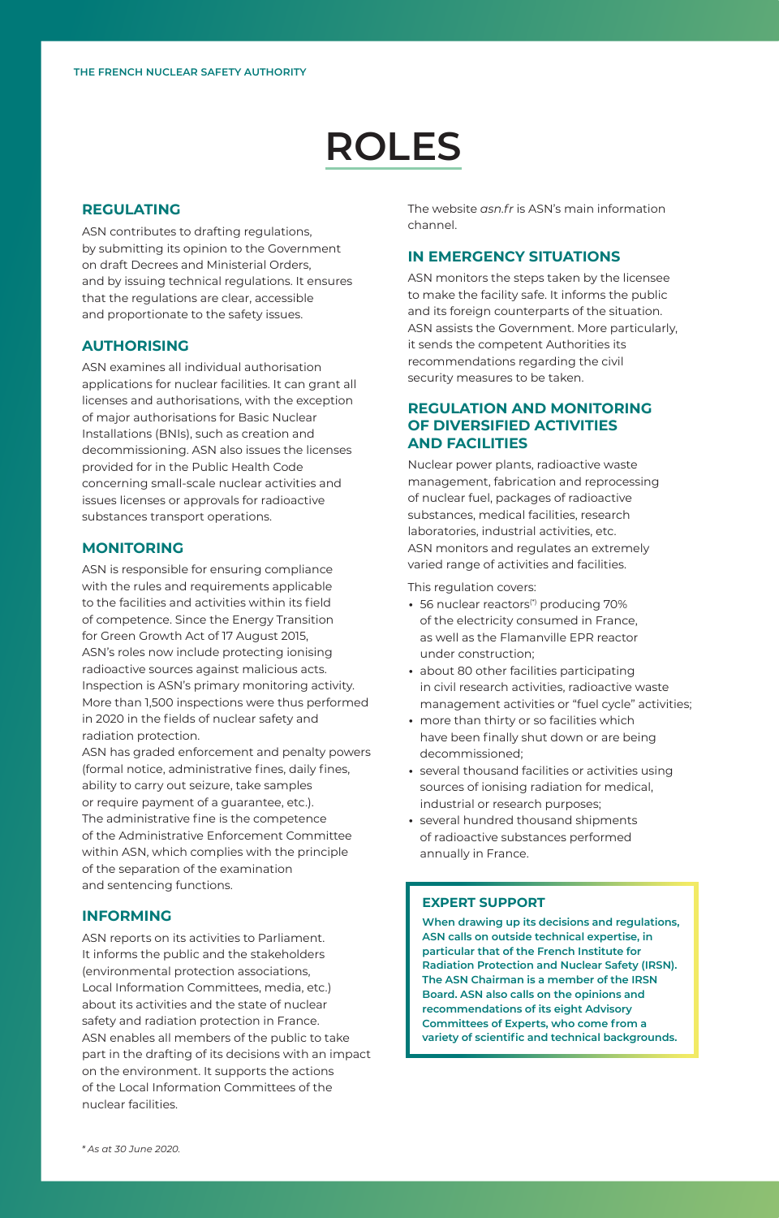# ROLES

## REGULATING

ASN contributes to drafting regulations, by submitting its opinion to the Government on draft Decrees and Ministerial Orders, and by issuing technical regulations. It ensures that the regulations are clear, accessible and proportionate to the safety issues.

## AUTHORISING

ASN examines all individual authorisation applications for nuclear facilities. It can grant all licenses and authorisations, with the exception of major authorisations for Basic Nuclear Installations (BNIs), such as creation and decommissioning. ASN also issues the licenses provided for in the Public Health Code concerning small-scale nuclear activities and issues licenses or approvals for radioactive substances transport operations.

## MONITORING

ASN is responsible for ensuring compliance with the rules and requirements applicable to the facilities and activities within its field of competence. Since the Energy Transition for Green Growth Act of 17 August 2015, ASN's roles now include protecting ionising radioactive sources against malicious acts. Inspection is ASN's primary monitoring activity. More than 1,500 inspections were thus performed in 2020 in the fields of nuclear safety and radiation protection.
ASN has graded enforcement and penalty powers (formal notice, administrative fines, daily fines, ability to carry out seizure, take samples or require payment of a guarantee, etc.).
The administrative fine is the competence of the Administrative Enforcement Committee within ASN, which complies with the principle of the separation of the examination and sentencing functions.

## INFORMING

ASN reports on its activities to Parliament. It informs the public and the stakeholders (environmental protection associations, Local Information Committees, media, etc.) about its activities and the state of nuclear safety and radiation protection in France.
ASN enables all members of the public to take part in the drafting of its decisions with an impact on the environment. It supports the actions of the Local Information Committees of the nuclear facilities.

The website *asn.fr* is ASN's main information channel.

## IN EMERGENCY SITUATIONS

ASN monitors the steps taken by the licensee to make the facility safe. It informs the public and its foreign counterparts of the situation. ASN assists the Government. More particularly, it sends the competent Authorities its recommendations regarding the civil security measures to be taken.

## REGULATION AND MONITORING OF DIVERSIFIED ACTIVITIES AND FACILITIES

Nuclear power plants, radioactive waste management, fabrication and reprocessing of nuclear fuel, packages of radioactive substances, medical facilities, research laboratories, industrial activities, etc.
ASN monitors and regulates an extremely varied range of activities and facilities.

This regulation covers:

- 56 nuclear reactors[*] producing 70% of the electricity consumed in France, as well as the Flamanville EPR reactor under construction;
- about 80 other facilities participating in civil research activities, radioactive waste management activities or "fuel cycle" activities;
- more than thirty or so facilities which have been finally shut down or are being decommissioned;
- several thousand facilities or activities using sources of ionising radiation for medical, industrial or research purposes;
- several hundred thousand shipments of radioactive substances performed annually in France.

### EXPERT SUPPORT

**When drawing up its decisions and regulations, ASN calls on outside technical expertise, in particular that of the French Institute for Radiation Protection and Nuclear Safety (IRSN). The ASN Chairman is a member of the IRSN Board. ASN also calls on the opinions and recommendations of its eight Advisory Committees of Experts, who come from a variety of scientific and technical backgrounds.**

\* *As at 30 June 2020.*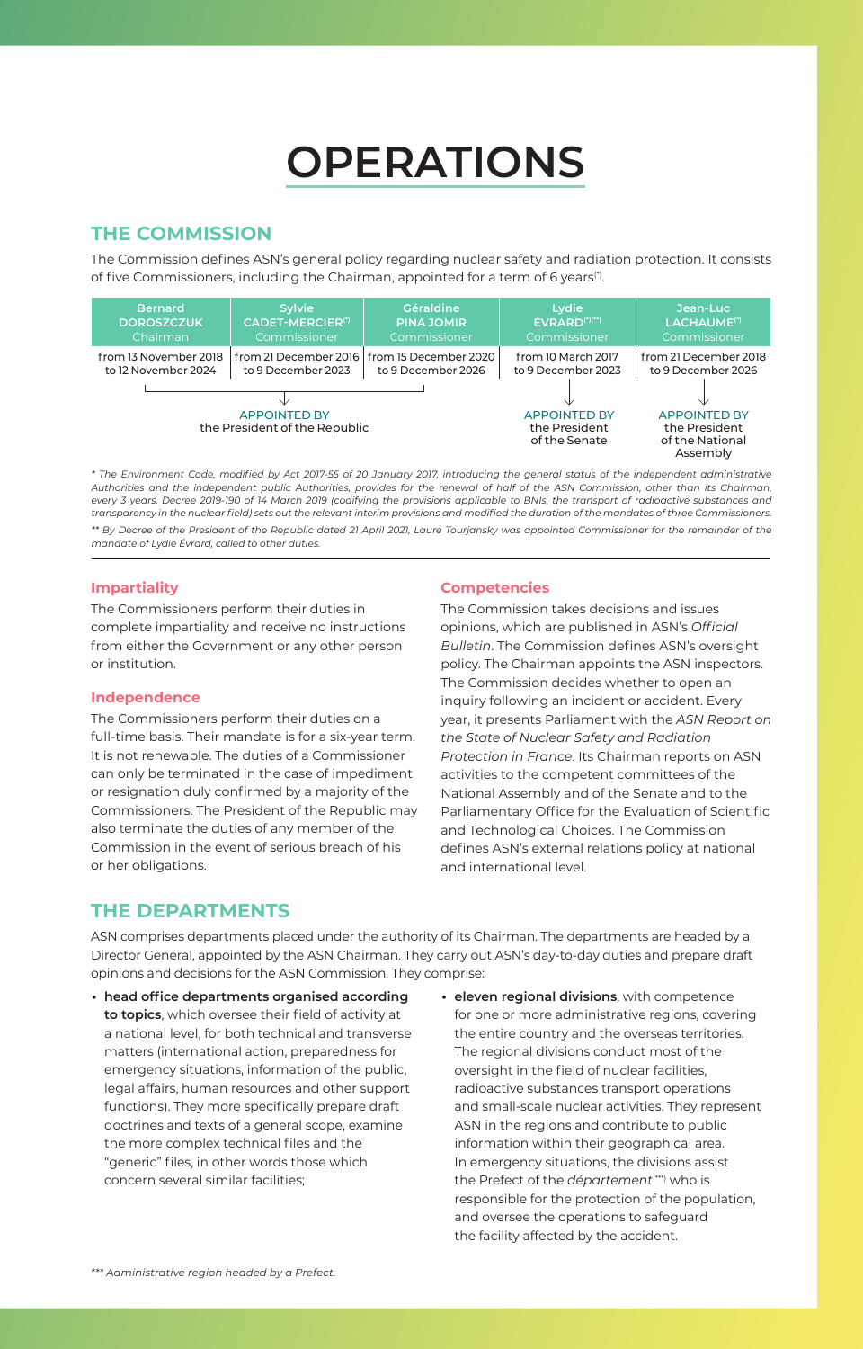# OPERATIONS

## THE COMMISSION

The Commission defines ASN's general policy regarding nuclear safety and radiation protection. It consists of five Commissioners, including the Chairman, appointed for a term of 6 years(*).

| Bernard DOROSZCZUK Chairman | Sylvie CADET-MERCIER(*) Commissioner | Géraldine PINA JOMIR Commissioner | Lydie ÉVRARD(*)(**) Commissioner | Jean-Luc LACHAUME(*) Commissioner |
|---|---|---|---|---|
| from 13 November 2018 to 12 November 2024 | from 21 December 2016 to 9 December 2023 | from 15 December 2020 to 9 December 2026 | from 10 March 2017 to 9 December 2023 | from 21 December 2018 to 9 December 2026 |
| APPOINTED BY the President of the Republic | | | APPOINTED BY the President of the Senate | APPOINTED BY the President of the National Assembly |

*\* The Environment Code, modified by Act 2017-55 of 20 January 2017, introducing the general status of the independent administrative Authorities and the independent public Authorities, provides for the renewal of half of the ASN Commission, other than its Chairman, every 3 years. Decree 2019-190 of 14 March 2019 (codifying the provisions applicable to BNIs, the transport of radioactive substances and transparency in the nuclear field) sets out the relevant interim provisions and modified the duration of the mandates of three Commissioners.*

*\*\* By Decree of the President of the Republic dated 21 April 2021, Laure Tourjansky was appointed Commissioner for the remainder of the mandate of Lydie Évrard, called to other duties.*

### Impartiality

The Commissioners perform their duties in complete impartiality and receive no instructions from either the Government or any other person or institution.

### Independence

The Commissioners perform their duties on a full-time basis. Their mandate is for a six-year term. It is not renewable. The duties of a Commissioner can only be terminated in the case of impediment or resignation duly confirmed by a majority of the Commissioners. The President of the Republic may also terminate the duties of any member of the Commission in the event of serious breach of his or her obligations.

### Competencies

The Commission takes decisions and issues opinions, which are published in ASN's *Official Bulletin*. The Commission defines ASN's oversight policy. The Chairman appoints the ASN inspectors. The Commission decides whether to open an inquiry following an incident or accident. Every year, it presents Parliament with the *ASN Report on the State of Nuclear Safety and Radiation Protection in France*. Its Chairman reports on ASN activities to the competent committees of the National Assembly and of the Senate and to the Parliamentary Office for the Evaluation of Scientific and Technological Choices. The Commission defines ASN's external relations policy at national and international level.

## THE DEPARTMENTS

ASN comprises departments placed under the authority of its Chairman. The departments are headed by a Director General, appointed by the ASN Chairman. They carry out ASN's day-to-day duties and prepare draft opinions and decisions for the ASN Commission. They comprise:

- **head office departments organised according to topics**, which oversee their field of activity at a national level, for both technical and transverse matters (international action, preparedness for emergency situations, information of the public, legal affairs, human resources and other support functions). They more specifically prepare draft doctrines and texts of a general scope, examine the more complex technical files and the "generic" files, in other words those which concern several similar facilities;
- **eleven regional divisions**, with competence for one or more administrative regions, covering the entire country and the overseas territories. The regional divisions conduct most of the oversight in the field of nuclear facilities, radioactive substances transport operations and small-scale nuclear activities. They represent ASN in the regions and contribute to public information within their geographical area. In emergency situations, the divisions assist the Prefect of the *département*(***) who is responsible for the protection of the population, and oversee the operations to safeguard the facility affected by the accident.

*\*\*\* Administrative region headed by a Prefect.*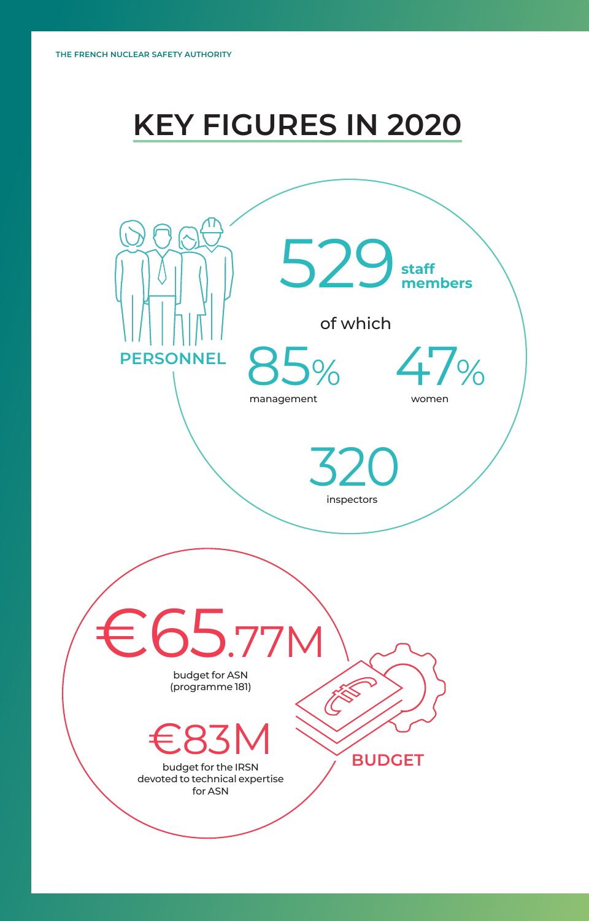# KEY FIGURES IN 2020

## PERSONNEL

**529 staff members**

of which

**85%** management

**47%** women

**320** inspectors

## BUDGET

**€65.77M**
budget for ASN (programme 181)

**€83M**
budget for the IRSN devoted to technical expertise for ASN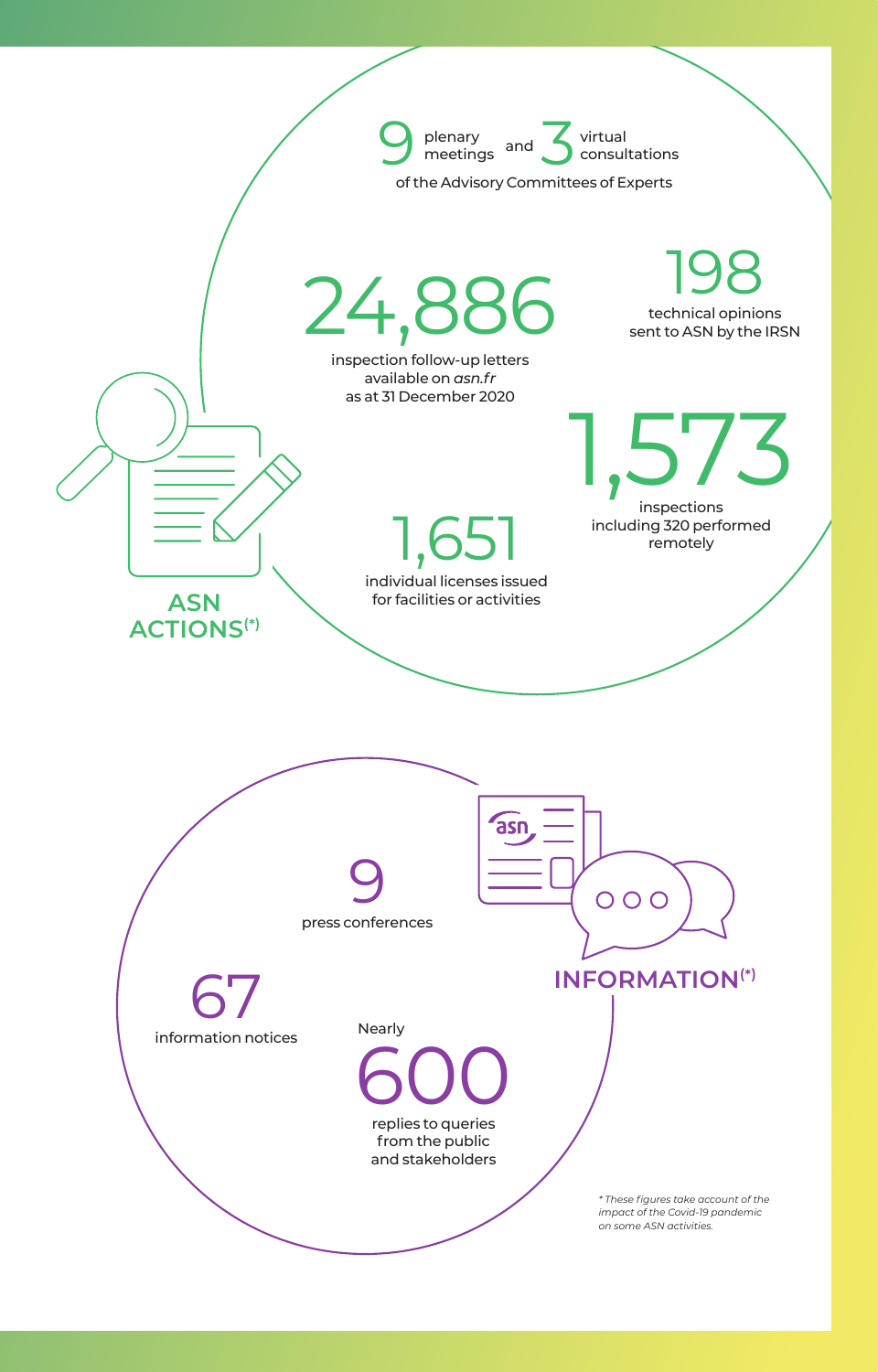## ASN ACTIONS(*)

**9** plenary meetings and **3** virtual consultations of the Advisory Committees of Experts

**24,886** inspection follow-up letters available on *asn.fr* as at 31 December 2020

**198** technical opinions sent to ASN by the IRSN

**1,573** inspections including 320 performed remotely

**1,651** individual licenses issued for facilities or activities

## INFORMATION(*)

**9** press conferences

**67** information notices

Nearly **600** replies to queries from the public and stakeholders

*\* These figures take account of the impact of the Covid-19 pandemic on some ASN activities.*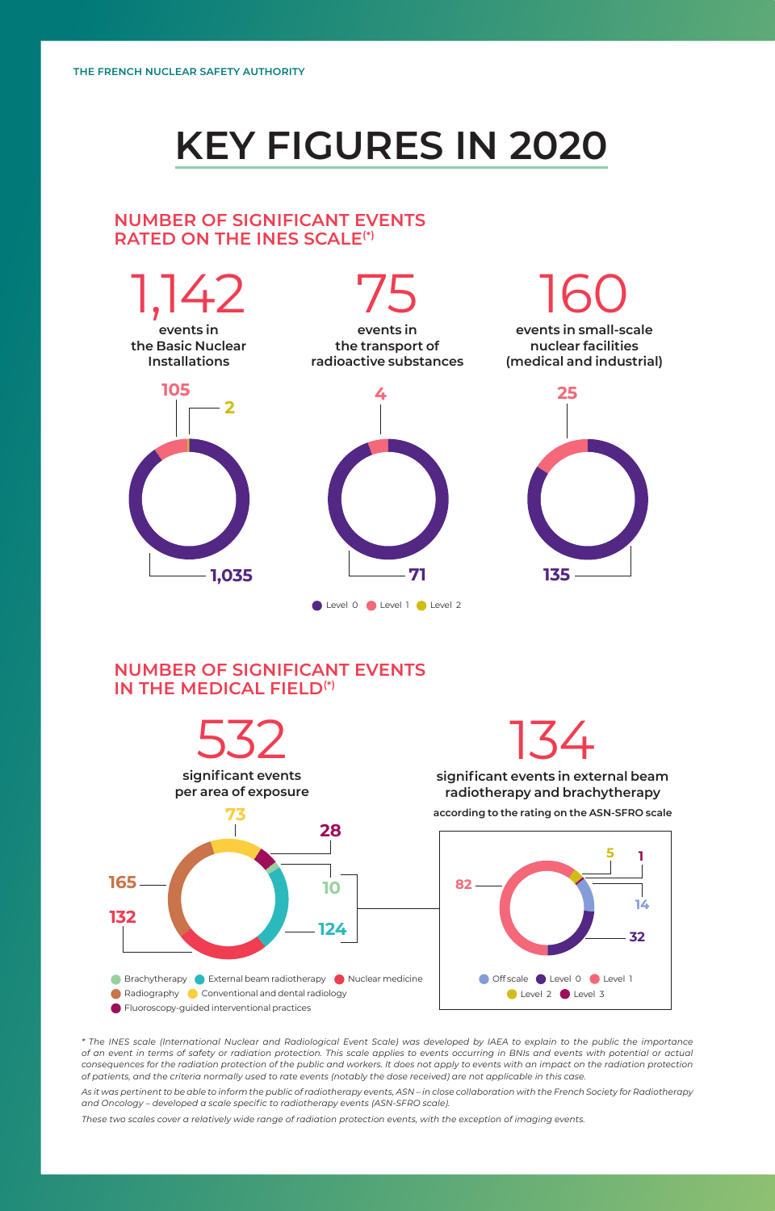THE FRENCH NUCLEAR SAFETY AUTHORITY

# KEY FIGURES IN 2020

## NUMBER OF SIGNIFICANT EVENTS RATED ON THE INES SCALE(*)

**1,142**
events in the Basic Nuclear Installations

- Level 0: 1,035
- Level 1: 105
- Level 2: 2

**75**
events in the transport of radioactive substances

- Level 0: 71
- Level 1: 4

**160**
events in small-scale nuclear facilities (medical and industrial)

- Level 0: 135
- Level 1: 25

Level 0 · Level 1 · Level 2

## NUMBER OF SIGNIFICANT EVENTS IN THE MEDICAL FIELD(*)

**532**
significant events per area of exposure

- Brachytherapy: 10
- External beam radiotherapy: 124
- Nuclear medicine: 132
- Radiography: 165
- Conventional and dental radiology: 73
- Fluoroscopy-guided interventional practices: 28

**134**
significant events in external beam radiotherapy and brachytherapy
according to the rating on the ASN-SFRO scale

- Off scale: 14
- Level 0: 32
- Level 1: 82
- Level 2: 5
- Level 3: 1

*\* The INES scale (International Nuclear and Radiological Event Scale) was developed by IAEA to explain to the public the importance of an event in terms of safety or radiation protection. This scale applies to events occurring in BNIs and events with potential or actual consequences for the radiation protection of the public and workers. It does not apply to events with an impact on the radiation protection of patients, and the criteria normally used to rate events (notably the dose received) are not applicable in this case.*

*As it was pertinent to be able to inform the public of radiotherapy events, ASN – in close collaboration with the French Society for Radiotherapy and Oncology – developed a scale specific to radiotherapy events (ASN-SFRO scale).*

*These two scales cover a relatively wide range of radiation protection events, with the exception of imaging events.*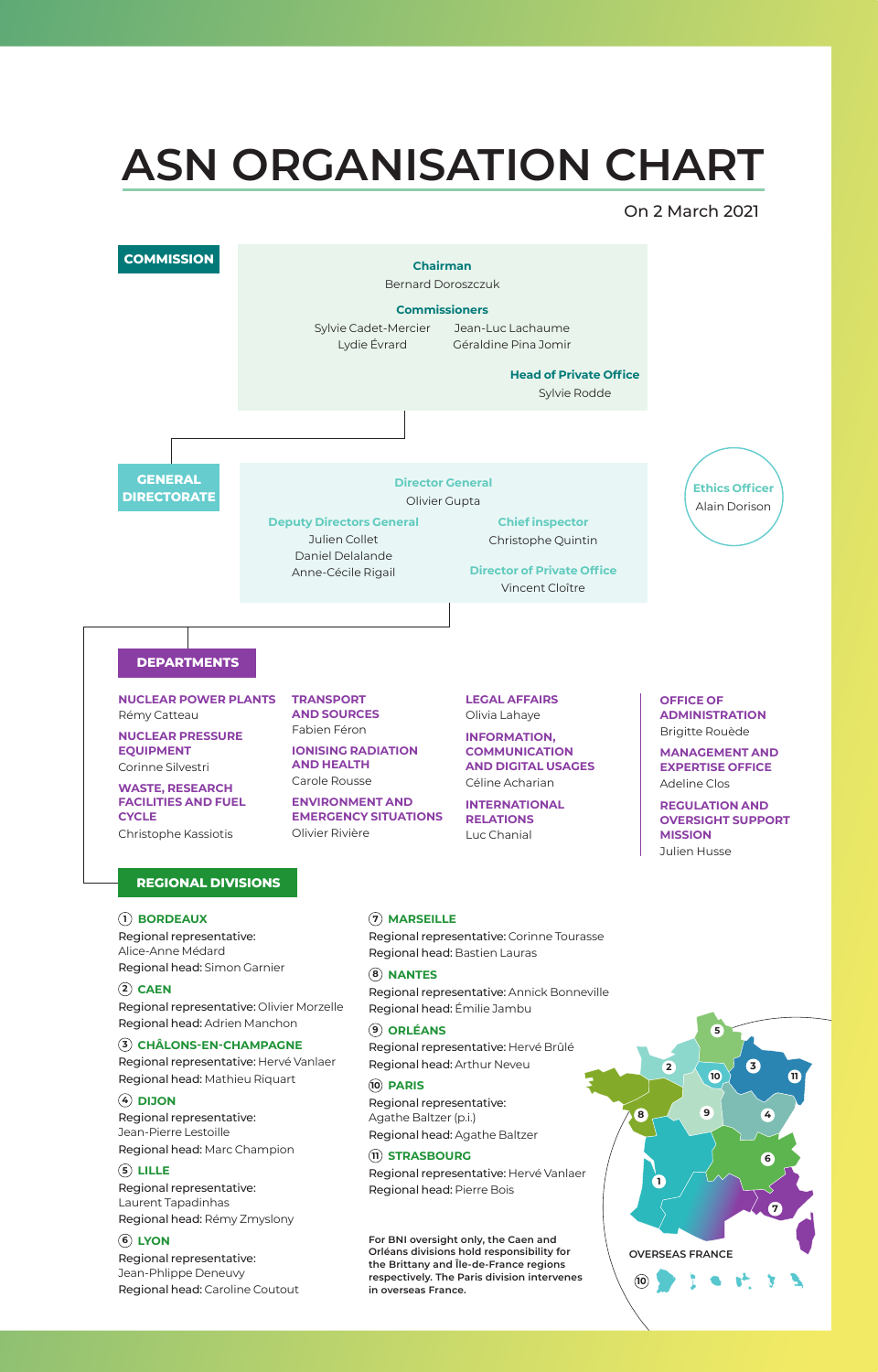# ASN ORGANISATION CHART

On 2 March 2021

## COMMISSION

**Chairman**
Bernard Doroszczuk

**Commissioners**
Sylvie Cadet-Mercier
Lydie Évrard
Jean-Luc Lachaume
Géraldine Pina Jomir

**Head of Private Office**
Sylvie Rodde

## GENERAL DIRECTORATE

**Director General**
Olivier Gupta

**Deputy Directors General**
Julien Collet
Daniel Delalande
Anne-Cécile Rigail

**Chief inspector**
Christophe Quintin

**Director of Private Office**
Vincent Cloître

**Ethics Officer**
Alain Dorison

## DEPARTMENTS

**NUCLEAR POWER PLANTS**
Rémy Catteau

**NUCLEAR PRESSURE EQUIPMENT**
Corinne Silvestri

**WASTE, RESEARCH FACILITIES AND FUEL CYCLE**
Christophe Kassiotis

**TRANSPORT AND SOURCES**
Fabien Féron

**IONISING RADIATION AND HEALTH**
Carole Rousse

**ENVIRONMENT AND EMERGENCY SITUATIONS**
Olivier Rivière

**LEGAL AFFAIRS**
Olivia Lahaye

**INFORMATION, COMMUNICATION AND DIGITAL USAGES**
Céline Acharian

**INTERNATIONAL RELATIONS**
Luc Chanial

**OFFICE OF ADMINISTRATION**
Brigitte Rouède

**MANAGEMENT AND EXPERTISE OFFICE**
Adeline Clos

**REGULATION AND OVERSIGHT SUPPORT MISSION**
Julien Husse

## REGIONAL DIVISIONS

**① BORDEAUX**
Regional representative: Alice-Anne Médard
Regional head: Simon Garnier

**② CAEN**
Regional representative: Olivier Morzelle
Regional head: Adrien Manchon

**③ CHÂLONS-EN-CHAMPAGNE**
Regional representative: Hervé Vanlaer
Regional head: Mathieu Riquart

**④ DIJON**
Regional representative: Jean-Pierre Lestoille
Regional head: Marc Champion

**⑤ LILLE**
Regional representative: Laurent Tapadinhas
Regional head: Rémy Zmyslony

**⑥ LYON**
Regional representative: Jean-Phlippe Deneuvy
Regional head: Caroline Coutout

**⑦ MARSEILLE**
Regional representative: Corinne Tourasse
Regional head: Bastien Lauras

**⑧ NANTES**
Regional representative: Annick Bonneville
Regional head: Émilie Jambu

**⑨ ORLÉANS**
Regional representative: Hervé Brûlé
Regional head: Arthur Neveu

**⑩ PARIS**
Regional representative: Agathe Baltzer (p.i.)
Regional head: Agathe Baltzer

**⑪ STRASBOURG**
Regional representative: Hervé Vanlaer
Regional head: Pierre Bois

**For BNI oversight only, the Caen and Orléans divisions hold responsibility for the Brittany and Île-de-France regions respectively. The Paris division intervenes in overseas France.**

OVERSEAS FRANCE ⑩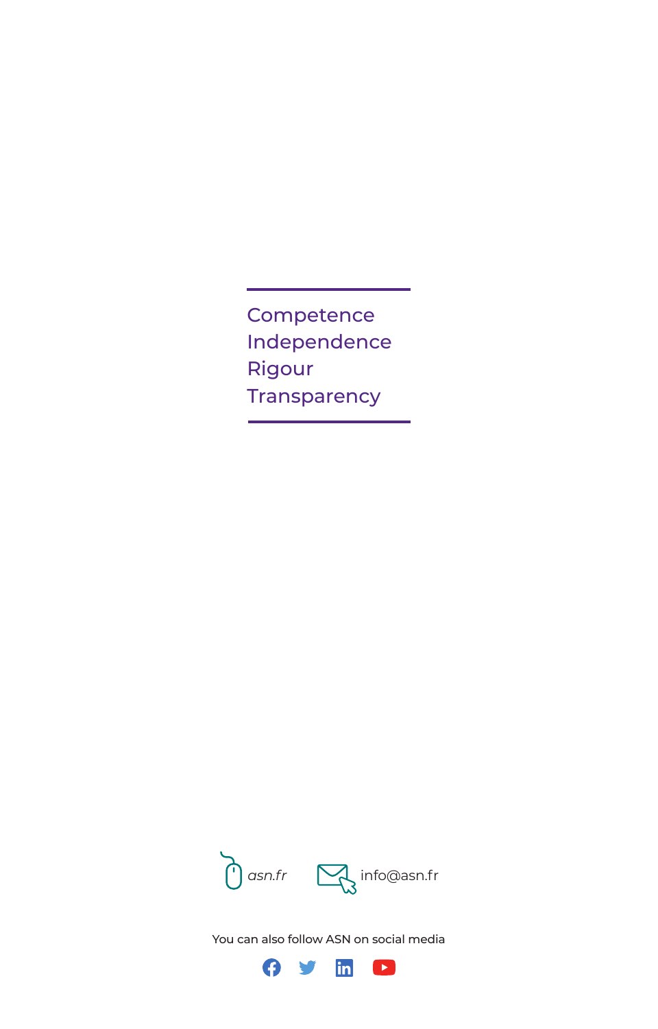Competence
Independence
Rigour
Transparency

*asn.fr*

info@asn.fr

You can also follow ASN on social media